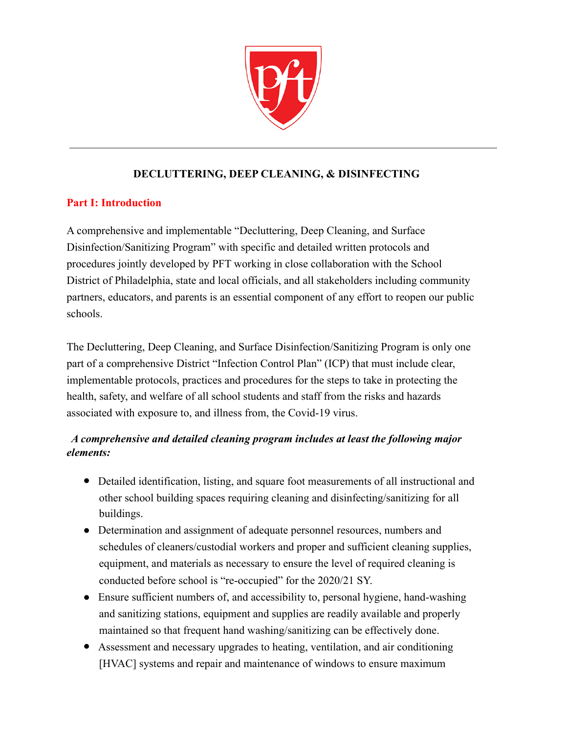# DECLUTTERING, DEEP CLEANING, & DISINFECTING

## Part I: Introduction

A comprehensive and implementable "Decluttering, Deep Cleaning, and Surface Disinfection/Sanitizing Program" with specific and detailed written protocols and procedures jointly developed by PFT working in close collaboration with the School District of Philadelphia, state and local officials, and all stakeholders including community partners, educators, and parents is an essential component of any effort to reopen our public schools.

The Decluttering, Deep Cleaning, and Surface Disinfection/Sanitizing Program is only one part of a comprehensive District "Infection Control Plan" (ICP) that must include clear, implementable protocols, practices and procedures for the steps to take in protecting the health, safety, and welfare of all school students and staff from the risks and hazards associated with exposure to, and illness from, the Covid-19 virus.

***A comprehensive and detailed cleaning program includes at least the following major elements:***

- Detailed identification, listing, and square foot measurements of all instructional and other school building spaces requiring cleaning and disinfecting/sanitizing for all buildings.
- Determination and assignment of adequate personnel resources, numbers and schedules of cleaners/custodial workers and proper and sufficient cleaning supplies, equipment, and materials as necessary to ensure the level of required cleaning is conducted before school is "re-occupied" for the 2020/21 SY.
- Ensure sufficient numbers of, and accessibility to, personal hygiene, hand-washing and sanitizing stations, equipment and supplies are readily available and properly maintained so that frequent hand washing/sanitizing can be effectively done.
- Assessment and necessary upgrades to heating, ventilation, and air conditioning [HVAC] systems and repair and maintenance of windows to ensure maximum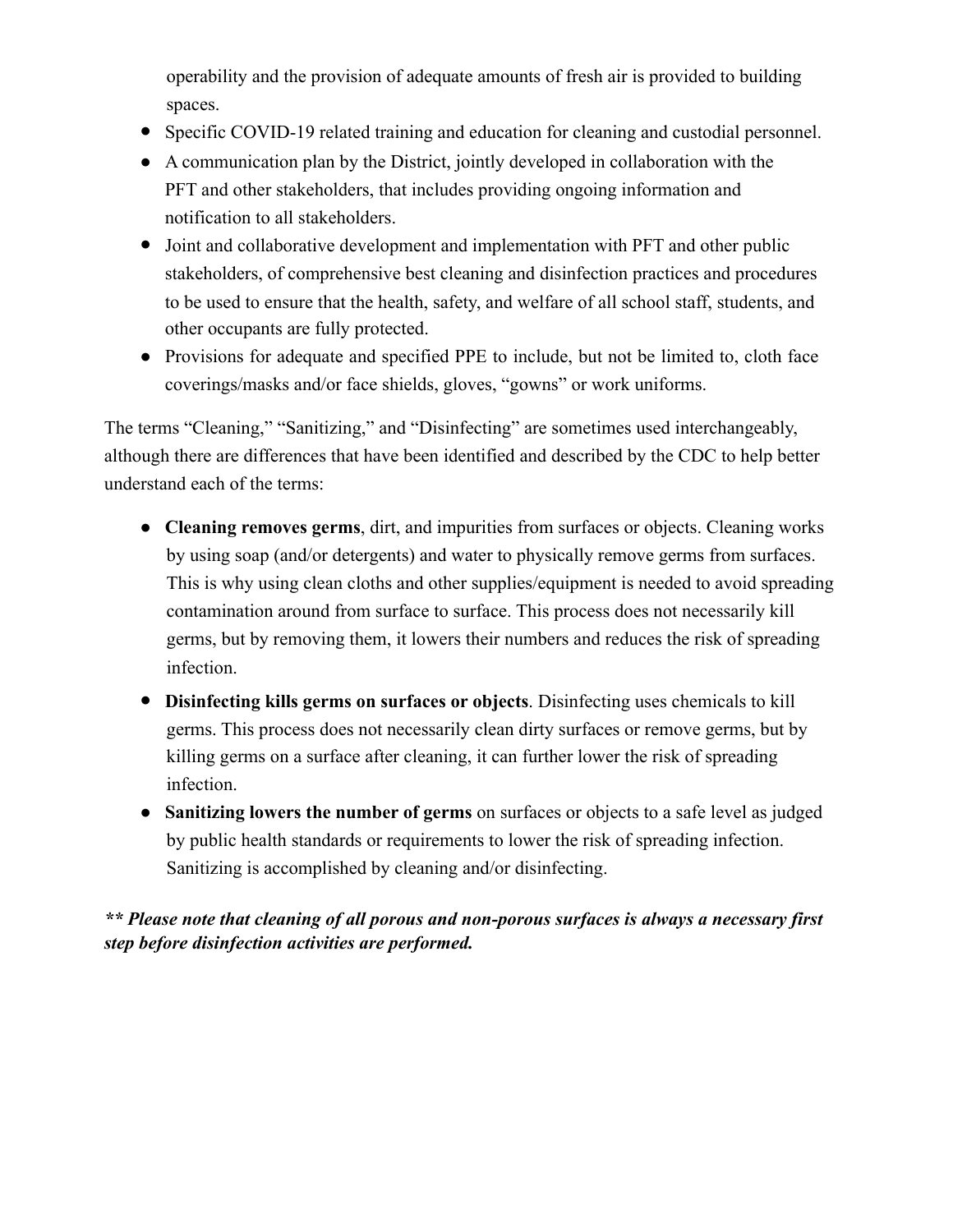operability and the provision of adequate amounts of fresh air is provided to building spaces.

- Specific COVID-19 related training and education for cleaning and custodial personnel.
- A communication plan by the District, jointly developed in collaboration with the PFT and other stakeholders, that includes providing ongoing information and notification to all stakeholders.
- Joint and collaborative development and implementation with PFT and other public stakeholders, of comprehensive best cleaning and disinfection practices and procedures to be used to ensure that the health, safety, and welfare of all school staff, students, and other occupants are fully protected.
- Provisions for adequate and specified PPE to include, but not be limited to, cloth face coverings/masks and/or face shields, gloves, "gowns" or work uniforms.

The terms "Cleaning," "Sanitizing," and "Disinfecting" are sometimes used interchangeably, although there are differences that have been identified and described by the CDC to help better understand each of the terms:

- **Cleaning removes germs**, dirt, and impurities from surfaces or objects. Cleaning works by using soap (and/or detergents) and water to physically remove germs from surfaces. This is why using clean cloths and other supplies/equipment is needed to avoid spreading contamination around from surface to surface. This process does not necessarily kill germs, but by removing them, it lowers their numbers and reduces the risk of spreading infection.
- **Disinfecting kills germs on surfaces or objects**. Disinfecting uses chemicals to kill germs. This process does not necessarily clean dirty surfaces or remove germs, but by killing germs on a surface after cleaning, it can further lower the risk of spreading infection.
- **Sanitizing lowers the number of germs** on surfaces or objects to a safe level as judged by public health standards or requirements to lower the risk of spreading infection. Sanitizing is accomplished by cleaning and/or disinfecting.

***** Please note that cleaning of all porous and non-porous surfaces is always a necessary first step before disinfection activities are performed.***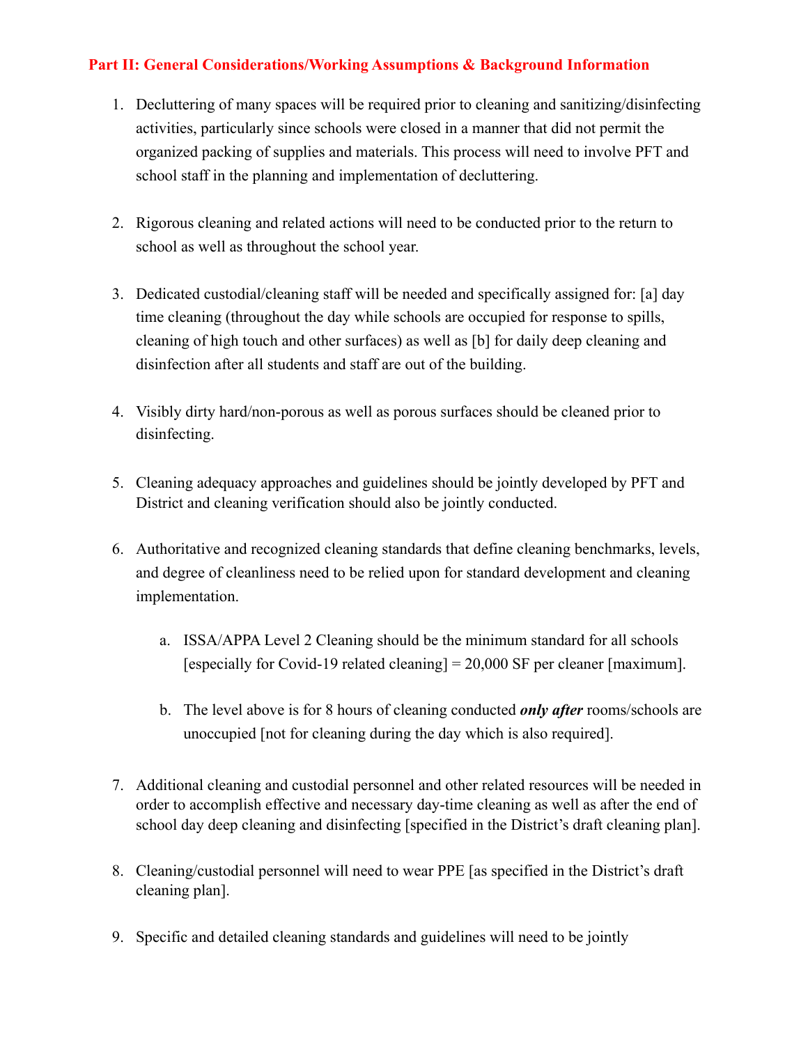## Part II: General Considerations/Working Assumptions & Background Information

1. Decluttering of many spaces will be required prior to cleaning and sanitizing/disinfecting activities, particularly since schools were closed in a manner that did not permit the organized packing of supplies and materials. This process will need to involve PFT and school staff in the planning and implementation of decluttering.

2. Rigorous cleaning and related actions will need to be conducted prior to the return to school as well as throughout the school year.

3. Dedicated custodial/cleaning staff will be needed and specifically assigned for: [a] day time cleaning (throughout the day while schools are occupied for response to spills, cleaning of high touch and other surfaces) as well as [b] for daily deep cleaning and disinfection after all students and staff are out of the building.

4. Visibly dirty hard/non-porous as well as porous surfaces should be cleaned prior to disinfecting.

5. Cleaning adequacy approaches and guidelines should be jointly developed by PFT and District and cleaning verification should also be jointly conducted.

6. Authoritative and recognized cleaning standards that define cleaning benchmarks, levels, and degree of cleanliness need to be relied upon for standard development and cleaning implementation.

    a. ISSA/APPA Level 2 Cleaning should be the minimum standard for all schools [especially for Covid-19 related cleaning] = 20,000 SF per cleaner [maximum].

    b. The level above is for 8 hours of cleaning conducted ***only after*** rooms/schools are unoccupied [not for cleaning during the day which is also required].

7. Additional cleaning and custodial personnel and other related resources will be needed in order to accomplish effective and necessary day-time cleaning as well as after the end of school day deep cleaning and disinfecting [specified in the District's draft cleaning plan].

8. Cleaning/custodial personnel will need to wear PPE [as specified in the District's draft cleaning plan].

9. Specific and detailed cleaning standards and guidelines will need to be jointly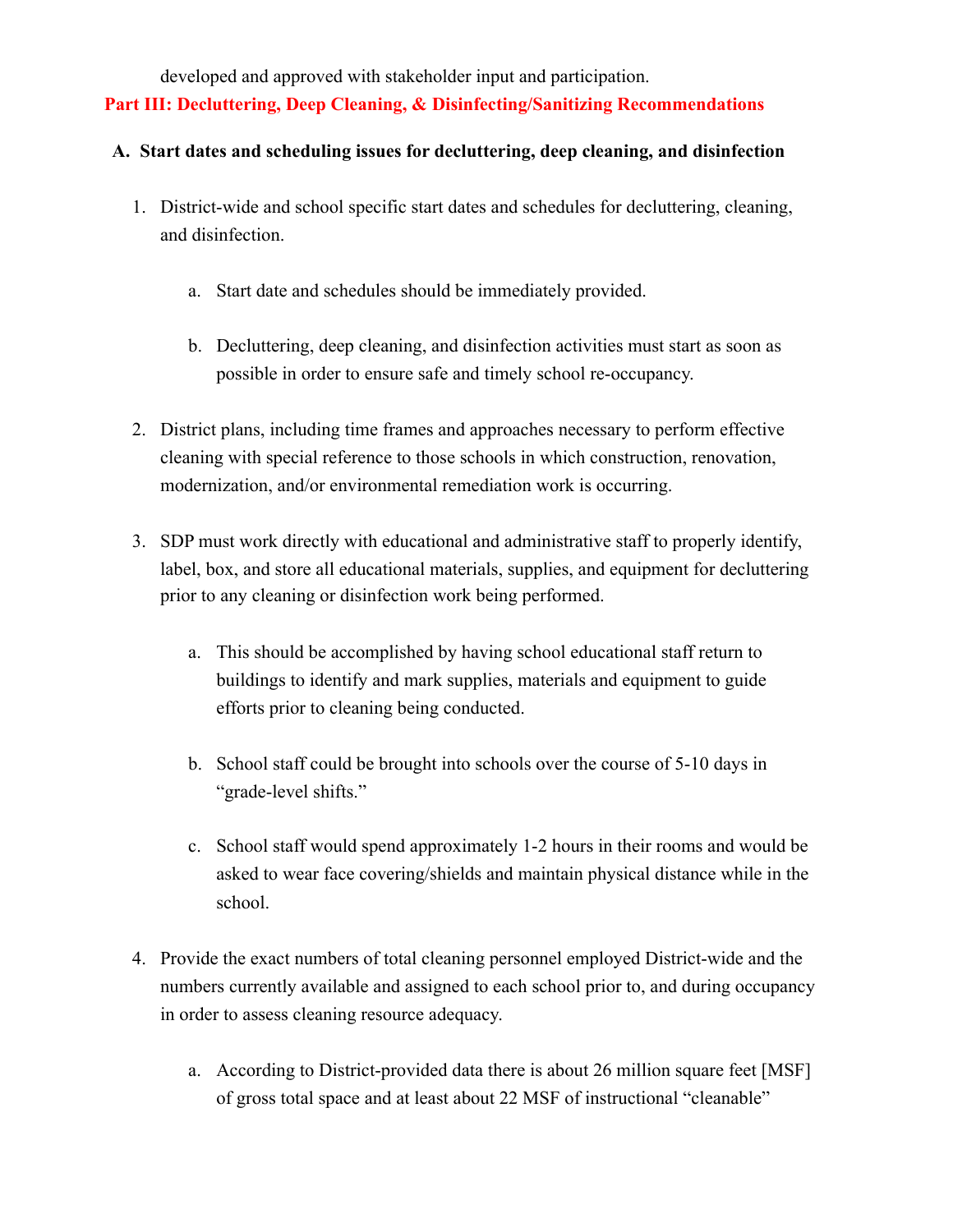developed and approved with stakeholder input and participation.

## Part III: Decluttering, Deep Cleaning, & Disinfecting/Sanitizing Recommendations

### A. Start dates and scheduling issues for decluttering, deep cleaning, and disinfection

1. District-wide and school specific start dates and schedules for decluttering, cleaning, and disinfection.

   a. Start date and schedules should be immediately provided.

   b. Decluttering, deep cleaning, and disinfection activities must start as soon as possible in order to ensure safe and timely school re-occupancy.

2. District plans, including time frames and approaches necessary to perform effective cleaning with special reference to those schools in which construction, renovation, modernization, and/or environmental remediation work is occurring.

3. SDP must work directly with educational and administrative staff to properly identify, label, box, and store all educational materials, supplies, and equipment for decluttering prior to any cleaning or disinfection work being performed.

   a. This should be accomplished by having school educational staff return to buildings to identify and mark supplies, materials and equipment to guide efforts prior to cleaning being conducted.

   b. School staff could be brought into schools over the course of 5-10 days in "grade-level shifts."

   c. School staff would spend approximately 1-2 hours in their rooms and would be asked to wear face covering/shields and maintain physical distance while in the school.

4. Provide the exact numbers of total cleaning personnel employed District-wide and the numbers currently available and assigned to each school prior to, and during occupancy in order to assess cleaning resource adequacy.

   a. According to District-provided data there is about 26 million square feet [MSF] of gross total space and at least about 22 MSF of instructional "cleanable"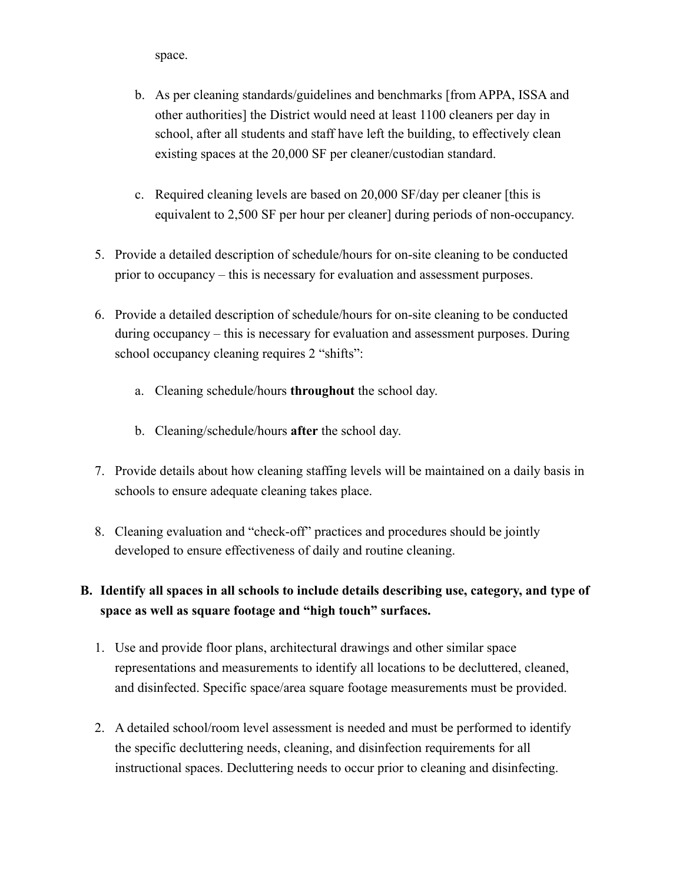space.

   b. As per cleaning standards/guidelines and benchmarks [from APPA, ISSA and other authorities] the District would need at least 1100 cleaners per day in school, after all students and staff have left the building, to effectively clean existing spaces at the 20,000 SF per cleaner/custodian standard.

   c. Required cleaning levels are based on 20,000 SF/day per cleaner [this is equivalent to 2,500 SF per hour per cleaner] during periods of non-occupancy.

5. Provide a detailed description of schedule/hours for on-site cleaning to be conducted prior to occupancy – this is necessary for evaluation and assessment purposes.

6. Provide a detailed description of schedule/hours for on-site cleaning to be conducted during occupancy – this is necessary for evaluation and assessment purposes. During school occupancy cleaning requires 2 "shifts":

   a. Cleaning schedule/hours **throughout** the school day.

   b. Cleaning/schedule/hours **after** the school day.

7. Provide details about how cleaning staffing levels will be maintained on a daily basis in schools to ensure adequate cleaning takes place.

8. Cleaning evaluation and "check-off" practices and procedures should be jointly developed to ensure effectiveness of daily and routine cleaning.

**B. Identify all spaces in all schools to include details describing use, category, and type of space as well as square footage and "high touch" surfaces.**

1. Use and provide floor plans, architectural drawings and other similar space representations and measurements to identify all locations to be decluttered, cleaned, and disinfected. Specific space/area square footage measurements must be provided.

2. A detailed school/room level assessment is needed and must be performed to identify the specific decluttering needs, cleaning, and disinfection requirements for all instructional spaces. Decluttering needs to occur prior to cleaning and disinfecting.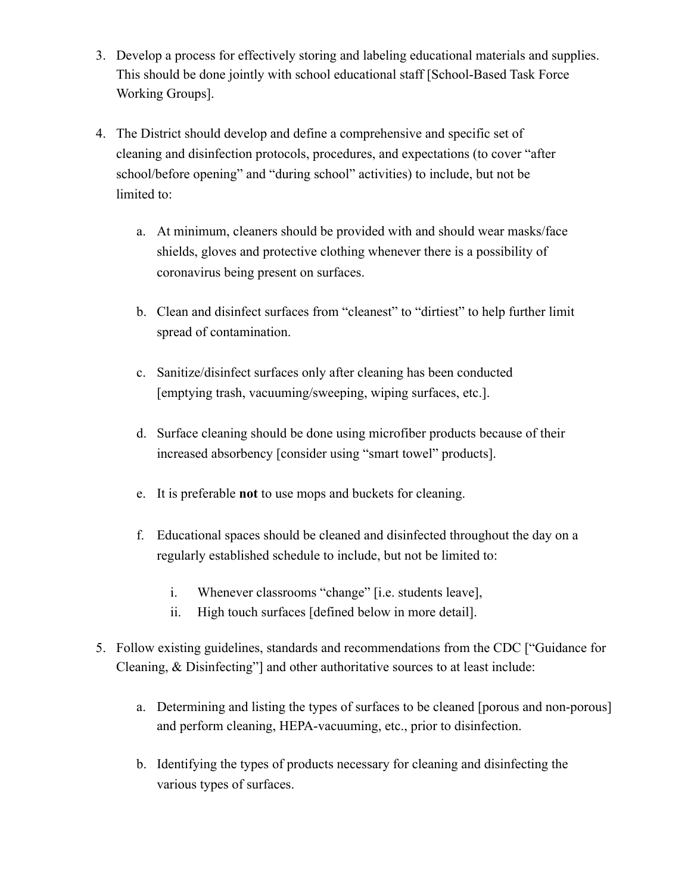3. Develop a process for effectively storing and labeling educational materials and supplies. This should be done jointly with school educational staff [School-Based Task Force Working Groups].

4. The District should develop and define a comprehensive and specific set of cleaning and disinfection protocols, procedures, and expectations (to cover "after school/before opening" and "during school" activities) to include, but not be limited to:

    a. At minimum, cleaners should be provided with and should wear masks/face shields, gloves and protective clothing whenever there is a possibility of coronavirus being present on surfaces.

    b. Clean and disinfect surfaces from "cleanest" to "dirtiest" to help further limit spread of contamination.

    c. Sanitize/disinfect surfaces only after cleaning has been conducted [emptying trash, vacuuming/sweeping, wiping surfaces, etc.].

    d. Surface cleaning should be done using microfiber products because of their increased absorbency [consider using "smart towel" products].

    e. It is preferable **not** to use mops and buckets for cleaning.

    f. Educational spaces should be cleaned and disinfected throughout the day on a regularly established schedule to include, but not be limited to:

        i. Whenever classrooms "change" [i.e. students leave],
        ii. High touch surfaces [defined below in more detail].

5. Follow existing guidelines, standards and recommendations from the CDC ["Guidance for Cleaning, & Disinfecting"] and other authoritative sources to at least include:

    a. Determining and listing the types of surfaces to be cleaned [porous and non-porous] and perform cleaning, HEPA-vacuuming, etc., prior to disinfection.

    b. Identifying the types of products necessary for cleaning and disinfecting the various types of surfaces.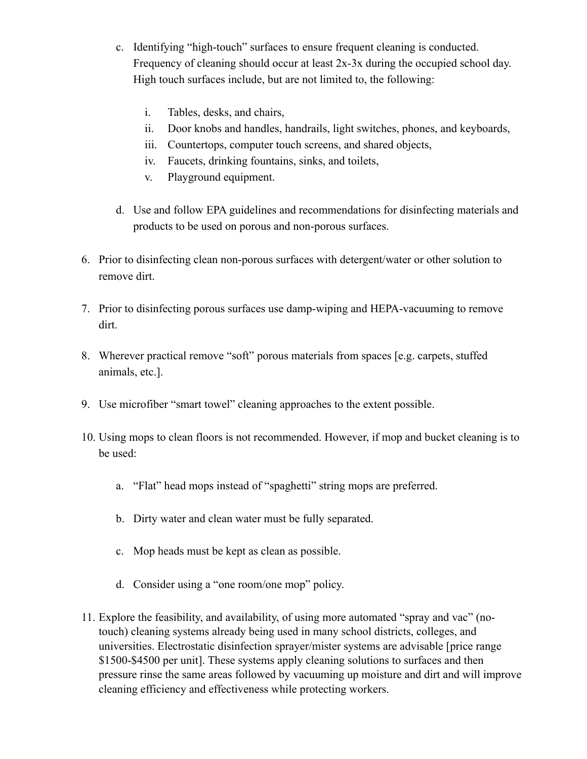c. Identifying "high-touch" surfaces to ensure frequent cleaning is conducted. Frequency of cleaning should occur at least 2x-3x during the occupied school day. High touch surfaces include, but are not limited to, the following:

      i. Tables, desks, and chairs,
      ii. Door knobs and handles, handrails, light switches, phones, and keyboards,
      iii. Countertops, computer touch screens, and shared objects,
      iv. Faucets, drinking fountains, sinks, and toilets,
      v. Playground equipment.

   d. Use and follow EPA guidelines and recommendations for disinfecting materials and products to be used on porous and non-porous surfaces.

6. Prior to disinfecting clean non-porous surfaces with detergent/water or other solution to remove dirt.

7. Prior to disinfecting porous surfaces use damp-wiping and HEPA-vacuuming to remove dirt.

8. Wherever practical remove "soft" porous materials from spaces [e.g. carpets, stuffed animals, etc.].

9. Use microfiber "smart towel" cleaning approaches to the extent possible.

10. Using mops to clean floors is not recommended. However, if mop and bucket cleaning is to be used:

    a. "Flat" head mops instead of "spaghetti" string mops are preferred.

    b. Dirty water and clean water must be fully separated.

    c. Mop heads must be kept as clean as possible.

    d. Consider using a "one room/one mop" policy.

11. Explore the feasibility, and availability, of using more automated "spray and vac" (no-touch) cleaning systems already being used in many school districts, colleges, and universities. Electrostatic disinfection sprayer/mister systems are advisable [price range $1500-$4500 per unit]. These systems apply cleaning solutions to surfaces and then pressure rinse the same areas followed by vacuuming up moisture and dirt and will improve cleaning efficiency and effectiveness while protecting workers.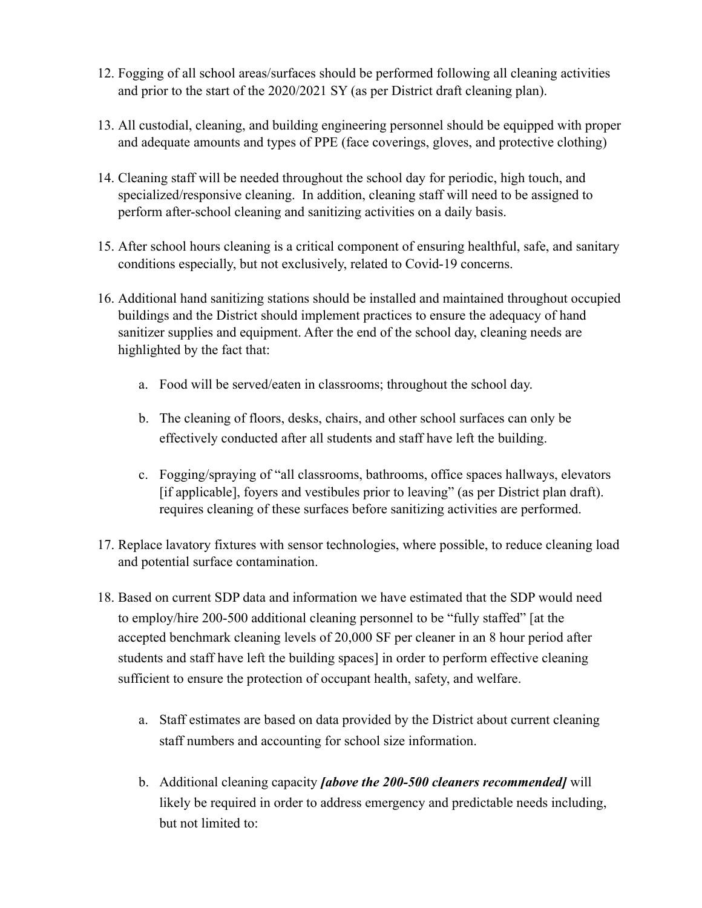12. Fogging of all school areas/surfaces should be performed following all cleaning activities and prior to the start of the 2020/2021 SY (as per District draft cleaning plan).

13. All custodial, cleaning, and building engineering personnel should be equipped with proper and adequate amounts and types of PPE (face coverings, gloves, and protective clothing)

14. Cleaning staff will be needed throughout the school day for periodic, high touch, and specialized/responsive cleaning. In addition, cleaning staff will need to be assigned to perform after-school cleaning and sanitizing activities on a daily basis.

15. After school hours cleaning is a critical component of ensuring healthful, safe, and sanitary conditions especially, but not exclusively, related to Covid-19 concerns.

16. Additional hand sanitizing stations should be installed and maintained throughout occupied buildings and the District should implement practices to ensure the adequacy of hand sanitizer supplies and equipment. After the end of the school day, cleaning needs are highlighted by the fact that:

    a. Food will be served/eaten in classrooms; throughout the school day.

    b. The cleaning of floors, desks, chairs, and other school surfaces can only be effectively conducted after all students and staff have left the building.

    c. Fogging/spraying of "all classrooms, bathrooms, office spaces hallways, elevators [if applicable], foyers and vestibules prior to leaving" (as per District plan draft). requires cleaning of these surfaces before sanitizing activities are performed.

17. Replace lavatory fixtures with sensor technologies, where possible, to reduce cleaning load and potential surface contamination.

18. Based on current SDP data and information we have estimated that the SDP would need to employ/hire 200-500 additional cleaning personnel to be "fully staffed" [at the accepted benchmark cleaning levels of 20,000 SF per cleaner in an 8 hour period after students and staff have left the building spaces] in order to perform effective cleaning sufficient to ensure the protection of occupant health, safety, and welfare.

    a. Staff estimates are based on data provided by the District about current cleaning staff numbers and accounting for school size information.

    b. Additional cleaning capacity ***[above the 200-500 cleaners recommended]*** will likely be required in order to address emergency and predictable needs including, but not limited to: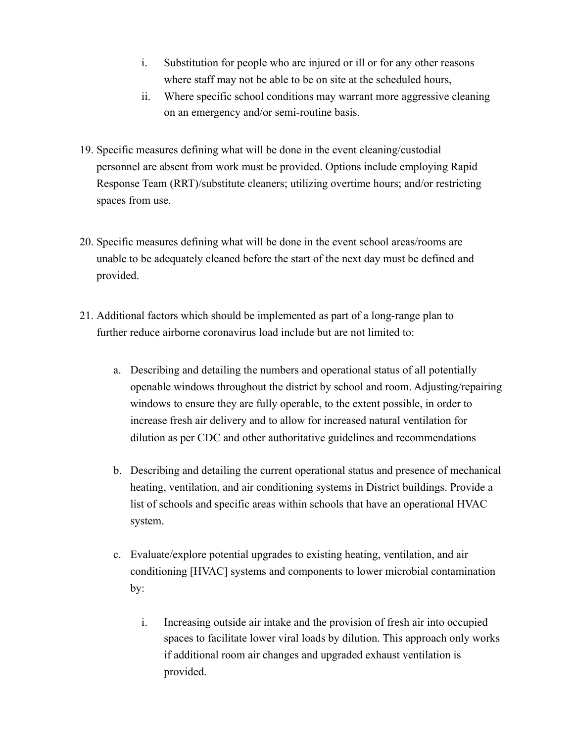i. Substitution for people who are injured or ill or for any other reasons where staff may not be able to be on site at the scheduled hours,
   ii. Where specific school conditions may warrant more aggressive cleaning on an emergency and/or semi-routine basis.

19. Specific measures defining what will be done in the event cleaning/custodial personnel are absent from work must be provided. Options include employing Rapid Response Team (RRT)/substitute cleaners; utilizing overtime hours; and/or restricting spaces from use.

20. Specific measures defining what will be done in the event school areas/rooms are unable to be adequately cleaned before the start of the next day must be defined and provided.

21. Additional factors which should be implemented as part of a long-range plan to further reduce airborne coronavirus load include but are not limited to:

    a. Describing and detailing the numbers and operational status of all potentially openable windows throughout the district by school and room. Adjusting/repairing windows to ensure they are fully operable, to the extent possible, in order to increase fresh air delivery and to allow for increased natural ventilation for dilution as per CDC and other authoritative guidelines and recommendations

    b. Describing and detailing the current operational status and presence of mechanical heating, ventilation, and air conditioning systems in District buildings. Provide a list of schools and specific areas within schools that have an operational HVAC system.

    c. Evaluate/explore potential upgrades to existing heating, ventilation, and air conditioning [HVAC] systems and components to lower microbial contamination by:

       i. Increasing outside air intake and the provision of fresh air into occupied spaces to facilitate lower viral loads by dilution. This approach only works if additional room air changes and upgraded exhaust ventilation is provided.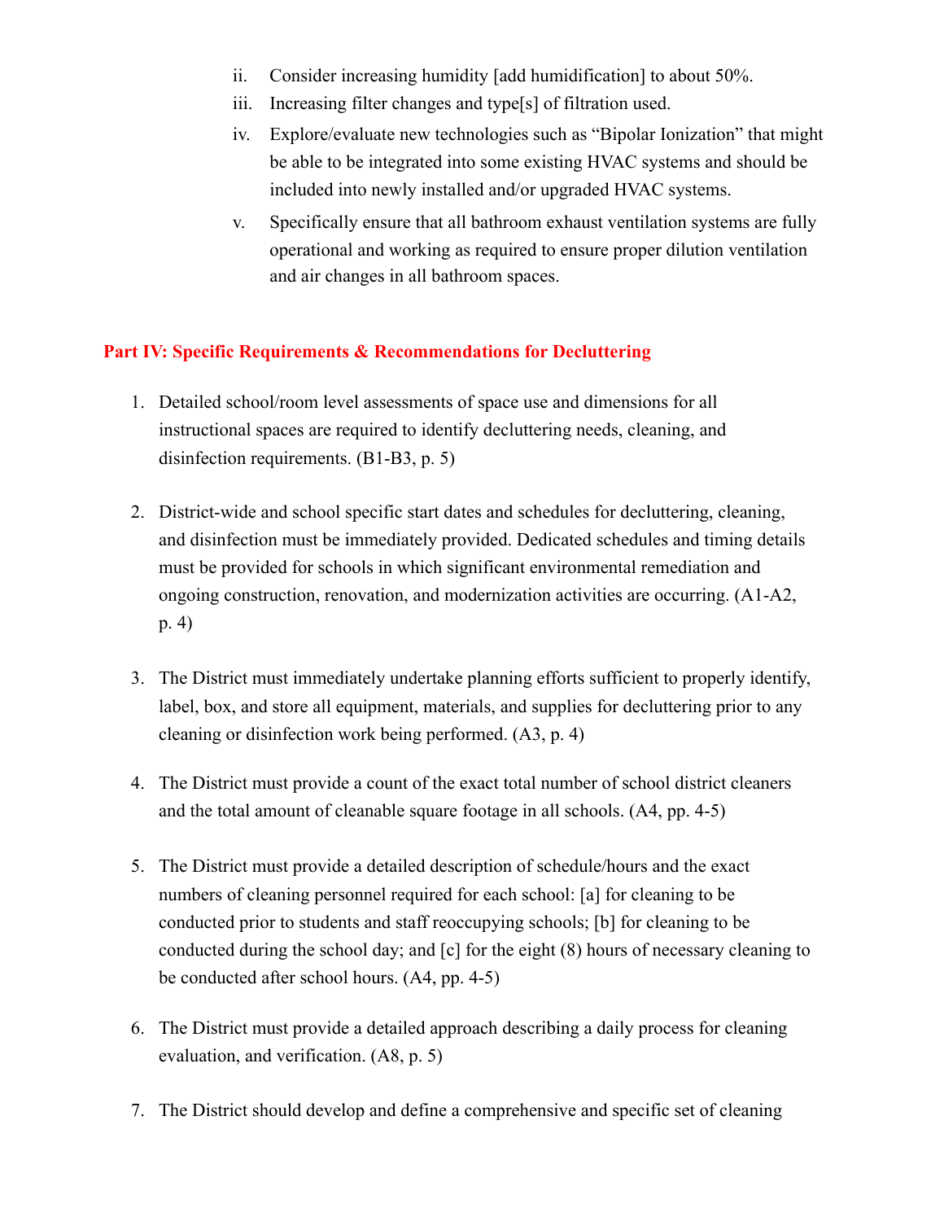ii. Consider increasing humidity [add humidification] to about 50%.

iii. Increasing filter changes and type[s] of filtration used.

iv. Explore/evaluate new technologies such as "Bipolar Ionization" that might be able to be integrated into some existing HVAC systems and should be included into newly installed and/or upgraded HVAC systems.

v. Specifically ensure that all bathroom exhaust ventilation systems are fully operational and working as required to ensure proper dilution ventilation and air changes in all bathroom spaces.

## Part IV: Specific Requirements & Recommendations for Decluttering

1. Detailed school/room level assessments of space use and dimensions for all instructional spaces are required to identify decluttering needs, cleaning, and disinfection requirements. (B1-B3, p. 5)

2. District-wide and school specific start dates and schedules for decluttering, cleaning, and disinfection must be immediately provided. Dedicated schedules and timing details must be provided for schools in which significant environmental remediation and ongoing construction, renovation, and modernization activities are occurring. (A1-A2, p. 4)

3. The District must immediately undertake planning efforts sufficient to properly identify, label, box, and store all equipment, materials, and supplies for decluttering prior to any cleaning or disinfection work being performed. (A3, p. 4)

4. The District must provide a count of the exact total number of school district cleaners and the total amount of cleanable square footage in all schools. (A4, pp. 4-5)

5. The District must provide a detailed description of schedule/hours and the exact numbers of cleaning personnel required for each school: [a] for cleaning to be conducted prior to students and staff reoccupying schools; [b] for cleaning to be conducted during the school day; and [c] for the eight (8) hours of necessary cleaning to be conducted after school hours. (A4, pp. 4-5)

6. The District must provide a detailed approach describing a daily process for cleaning evaluation, and verification. (A8, p. 5)

7. The District should develop and define a comprehensive and specific set of cleaning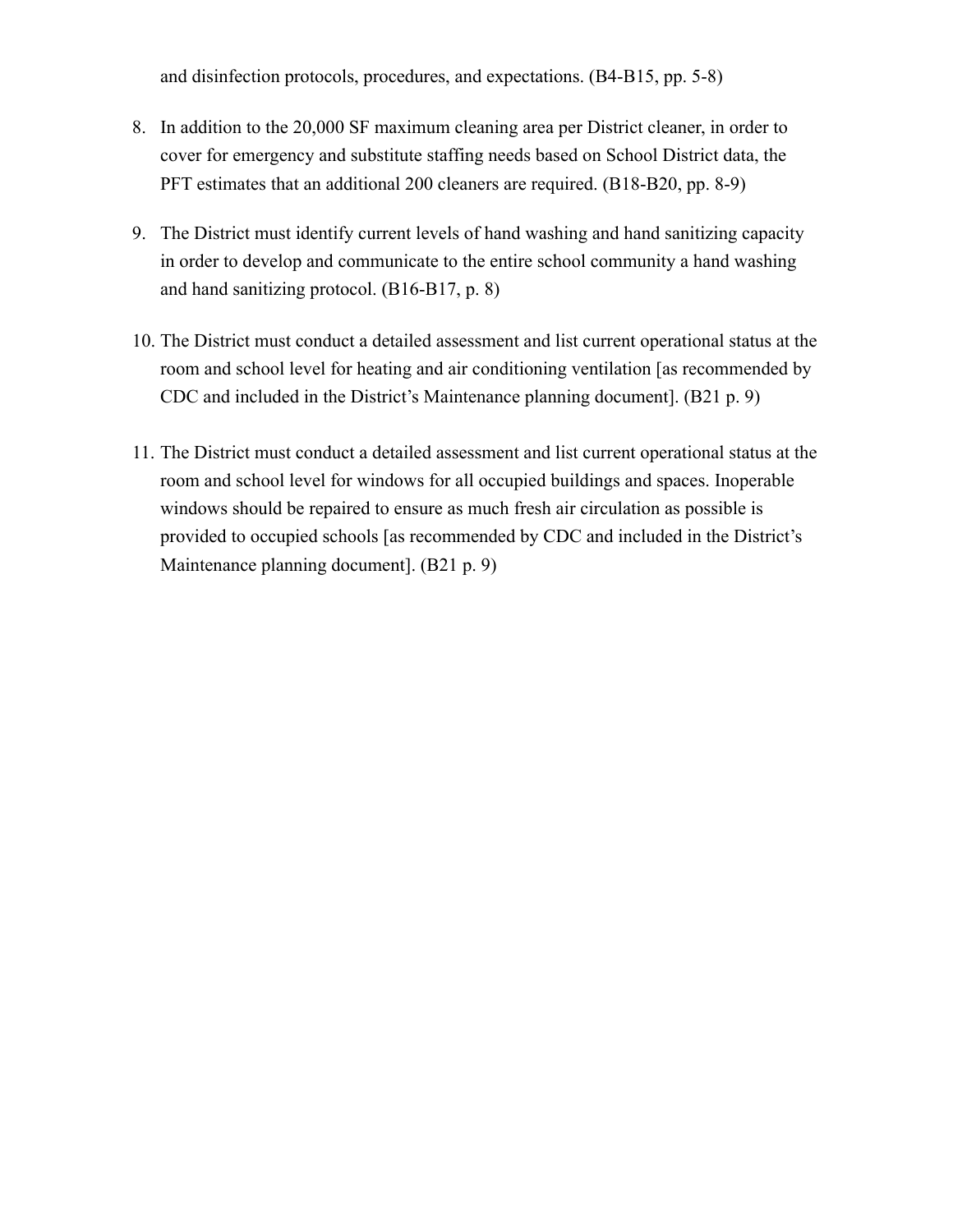and disinfection protocols, procedures, and expectations. (B4-B15, pp. 5-8)

8. In addition to the 20,000 SF maximum cleaning area per District cleaner, in order to cover for emergency and substitute staffing needs based on School District data, the PFT estimates that an additional 200 cleaners are required. (B18-B20, pp. 8-9)

9. The District must identify current levels of hand washing and hand sanitizing capacity in order to develop and communicate to the entire school community a hand washing and hand sanitizing protocol. (B16-B17, p. 8)

10. The District must conduct a detailed assessment and list current operational status at the room and school level for heating and air conditioning ventilation [as recommended by CDC and included in the District's Maintenance planning document]. (B21 p. 9)

11. The District must conduct a detailed assessment and list current operational status at the room and school level for windows for all occupied buildings and spaces. Inoperable windows should be repaired to ensure as much fresh air circulation as possible is provided to occupied schools [as recommended by CDC and included in the District's Maintenance planning document]. (B21 p. 9)